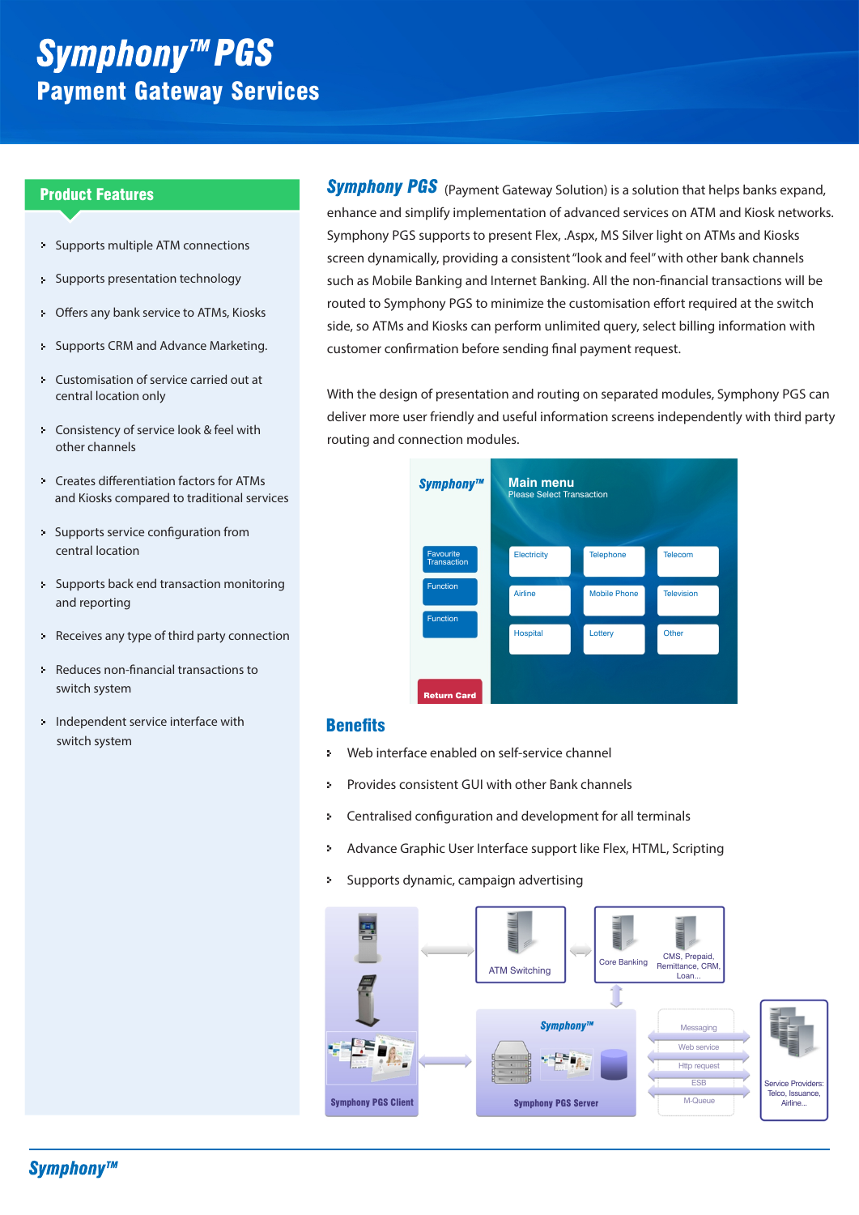# Symphony™ PGS

## Payment Gateway Services

## Product Features

- Supports multiple ATM connections
- Supports presentation technology
- Offers any bank service to ATMs, Kiosks
- Supports CRM and Advance Marketing.
- Customisation of service carried out at central location only
- Consistency of service look & feel with other channels
- Creates differentiation factors for ATMs and Kiosks compared to traditional services
- Supports service configuration from central location
- Supports back end transaction monitoring and reporting
- Receives any type of third party connection
- Reduces non-financial transactions to switch system
- Independent service interface with switch system

**Symphony PGS** (Payment Gateway Solution) is a solution that helps banks expand, enhance and simplify implementation of advanced services on ATM and Kiosk networks. Symphony PGS supports to present Flex, .Aspx, MS Silver light on ATMs and Kiosks screen dynamically, providing a consistent "look and feel" with other bank channels such as Mobile Banking and Internet Banking. All the non-financial transactions will be routed to Symphony PGS to minimize the customisation effort required at the switch side, so ATMs and Kiosks can perform unlimited query, select billing information with customer confirmation before sending final payment request.

With the design of presentation and routing on separated modules, Symphony PGS can deliver more user friendly and useful information screens independently with third party routing and connection modules.

## Benefits

- Web interface enabled on self-service channel
- Provides consistent GUI with other Bank channels
- Centralised configuration and development for all terminals
- Advance Graphic User Interface support like Flex, HTML, Scripting
- Supports dynamic, campaign advertising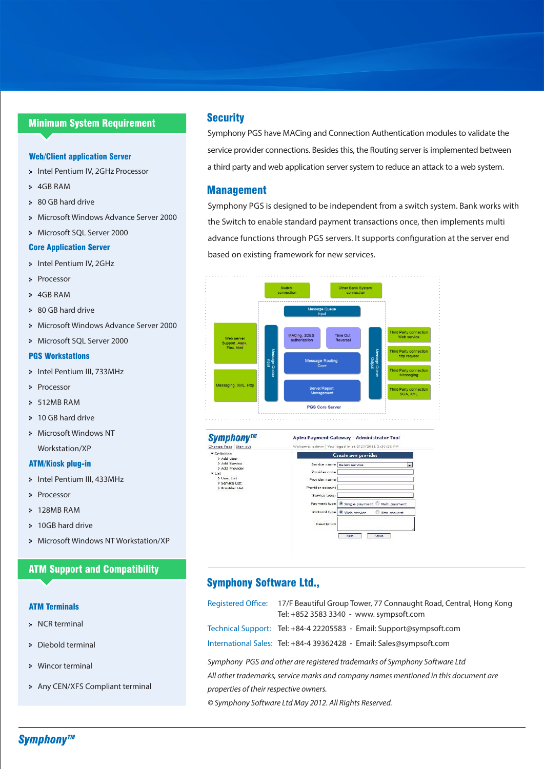## Minimum System Requirement

### Web/Client application Server

- Intel Pentium IV, 2GHz Processor
- 4GB RAM
- 80 GB hard drive
- Microsoft Windows Advance Server 2000
- Microsoft SQL Server 2000

### Core Application Server

- Intel Pentium IV, 2GHz
- Processor
- 4GB RAM
- 80 GB hard drive
- Microsoft Windows Advance Server 2000
- Microsoft SQL Server 2000

### PGS Workstations

- Intel Pentium III, 733MHz
- Processor
- 512MB RAM
- 10 GB hard drive
- Microsoft Windows NT Workstation/XP

### ATM/Kiosk plug-in

- Intel Pentium III, 433MHz
- Processor
- 128MB RAM
- 10GB hard drive
- Microsoft Windows NT Workstation/XP

## ATM Support and Compatibility

### ATM Terminals

- NCR terminal
- Diebold terminal
- Wincor terminal
- Any CEN/XFS Compliant terminal

## Security

Symphony PGS have MACing and Connection Authentication modules to validate the service provider connections. Besides this, the Routing server is implemented between a third party and web application server system to reduce an attack to a web system.

## Management

Symphony PGS is designed to be independent from a switch system. Bank works with the Switch to enable standard payment transactions once, then implements multi advance functions through PGS servers. It supports configuration at the server end based on existing framework for new services.

Switch connection
Other Bank System connection
Message Queue Input
Web server Support .Aspx, Flex, html
Messaging, XML, Http
Message Queue Input
MACing, 3DES authorization
Time Out, Reversal
Message Routing Core
Server/Report Management
Message Queue Output
Third Party connection Web service
Third Party connection http request
Third Party connection Messaging
Third Party connection SOA, XML
PGS Core Server

Symphony™
Aptra Payment Gateway - Administrator Tool
Create new provider

## Symphony Software Ltd.,

Registered Office: 17/F Beautiful Group Tower, 77 Connaught Road, Central, Hong Kong
Tel: +852 3583 3340 - www. sympsoft.com

Technical Support: Tel: +84-4 22205583 - Email: Support@sympsoft.com

International Sales: Tel: +84-4 39362428 - Email: Sales@sympsoft.com

*Symphony PGS and other are registered trademarks of Symphony Software Ltd*

*All other trademarks, service marks and company names mentioned in this document are properties of their respective owners.*

*© Symphony Software Ltd May 2012. All Rights Reserved.*